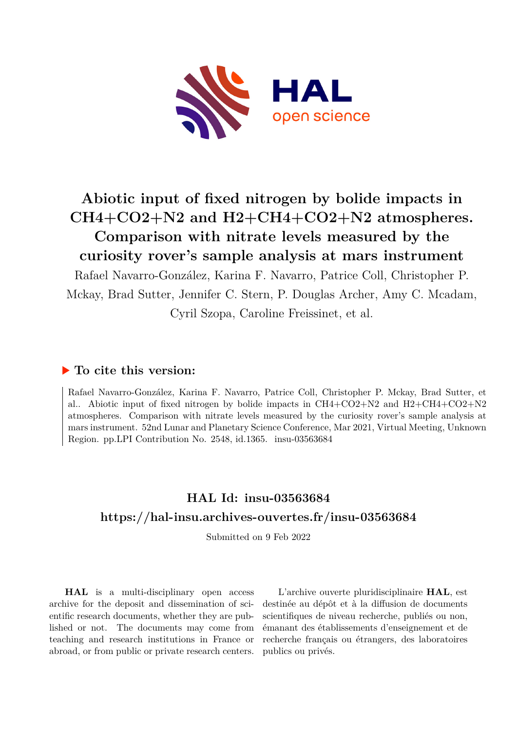# Abiotic input of fixed nitrogen by bolide impacts in $CH_4+CO_2+N_2$ and $H_2+CH_4+CO_2+N_2$ atmospheres. Comparison with nitrate levels measured by the curiosity rover's sample analysis at mars instrument

Rafael Navarro-González, Karina F. Navarro, Patrice Coll, Christopher P. Mckay, Brad Sutter, Jennifer C. Stern, P. Douglas Archer, Amy C. Mcadam, Cyril Szopa, Caroline Freissinet, et al.

## To cite this version:

Rafael Navarro-González, Karina F. Navarro, Patrice Coll, Christopher P. Mckay, Brad Sutter, et al.. Abiotic input of fixed nitrogen by bolide impacts in CH4+CO2+N2 and H2+CH4+CO2+N2 atmospheres. Comparison with nitrate levels measured by the curiosity rover's sample analysis at mars instrument. 52nd Lunar and Planetary Science Conference, Mar 2021, Virtual Meeting, Unknown Region. pp.LPI Contribution No. 2548, id.1365. insu-03563684

## HAL Id: insu-03563684

## https://hal-insu.archives-ouvertes.fr/insu-03563684

Submitted on 9 Feb 2022

**HAL** is a multi-disciplinary open access archive for the deposit and dissemination of scientific research documents, whether they are published or not. The documents may come from teaching and research institutions in France or abroad, or from public or private research centers.

L'archive ouverte pluridisciplinaire **HAL**, est destinée au dépôt et à la diffusion de documents scientifiques de niveau recherche, publiés ou non, émanant des établissements d'enseignement et de recherche français ou étrangers, des laboratoires publics ou privés.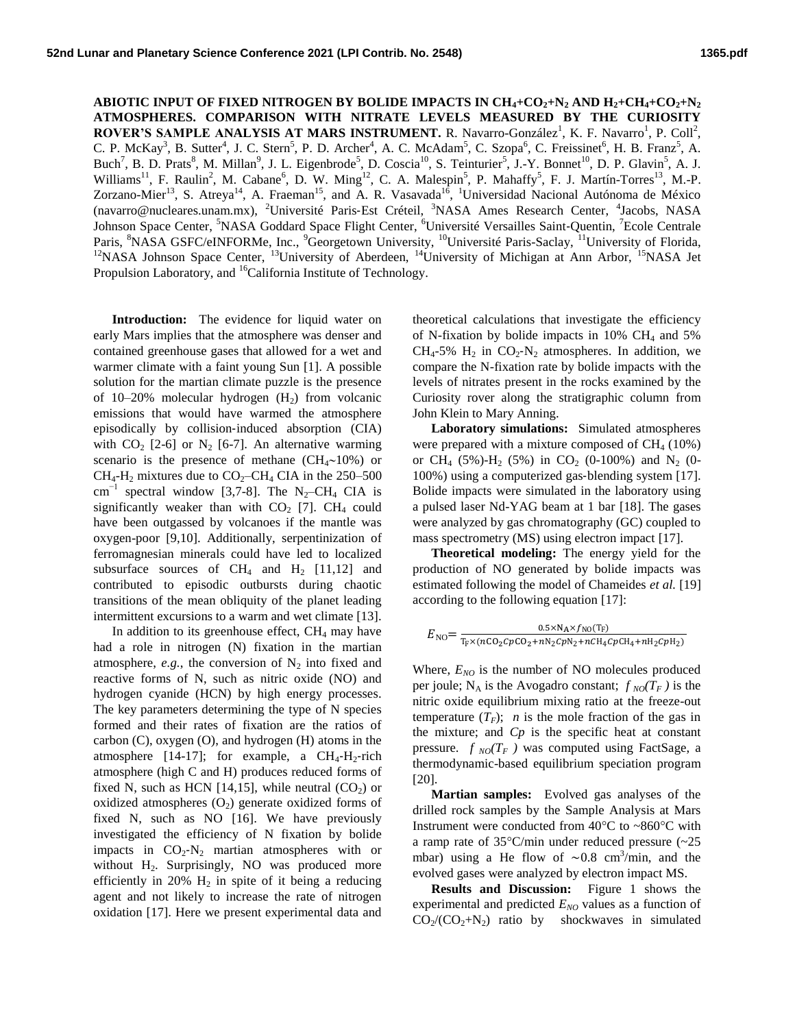**ABIOTIC INPUT OF FIXED NITROGEN BY BOLIDE IMPACTS IN $CH_4$+$CO_2$+$N_2$ AND $H_2$+$CH_4$+$CO_2$+$N_2$ ATMOSPHERES. COMPARISON WITH NITRATE LEVELS MEASURED BY THE CURIOSITY ROVER'S SAMPLE ANALYSIS AT MARS INSTRUMENT.** R. Navarro-González[1], K. F. Navarro[1], P. Coll[2], C. P. McKay[3], B. Sutter[4], J. C. Stern[5], P. D. Archer[4], A. C. McAdam[5], C. Szopa[6], C. Freissinet[6], H. B. Franz[5], A. Buch[7], B. D. Prats[8], M. Millan[9], J. L. Eigenbrode[5], D. Coscia[10], S. Teinturier[5], J.-Y. Bonnet[10], D. P. Glavin[5], A. J. Williams[11], F. Raulin[2], M. Cabane[6], D. W. Ming[12], C. A. Malespin[5], P. Mahaffy[5], F. J. Martín-Torres[13], M.-P. Zorzano-Mier[13], S. Atreya[14], A. Fraeman[15], and A. R. Vasavada[16], [1]Universidad Nacional Autónoma de México (navarro@nucleares.unam.mx), [2]Université Paris-Est Créteil, [3]NASA Ames Research Center, [4]Jacobs, NASA Johnson Space Center, [5]NASA Goddard Space Flight Center, [6]Université Versailles Saint-Quentin, [7]Ecole Centrale Paris, [8]NASA GSFC/eINFORMe, Inc., [9]Georgetown University, [10]Université Paris-Saclay, [11]University of Florida, [12]NASA Johnson Space Center, [13]University of Aberdeen, [14]University of Michigan at Ann Arbor, [15]NASA Jet Propulsion Laboratory, and [16]California Institute of Technology.

**Introduction:** The evidence for liquid water on early Mars implies that the atmosphere was denser and contained greenhouse gases that allowed for a wet and warmer climate with a faint young Sun [1]. A possible solution for the martian climate puzzle is the presence of 10–20% molecular hydrogen ($H_2$) from volcanic emissions that would have warmed the atmosphere episodically by collision-induced absorption (CIA) with $CO_2$ [2-6] or $N_2$ [6-7]. An alternative warming scenario is the presence of methane ($CH_4$~10%) or $CH_4$-$H_2$ mixtures due to $CO_2$–$CH_4$ CIA in the 250–500 $cm^{-1}$ spectral window [3,7-8]. The $N_2$–$CH_4$ CIA is significantly weaker than with $CO_2$ [7]. $CH_4$ could have been outgassed by volcanoes if the mantle was oxygen-poor [9,10]. Additionally, serpentinization of ferromagnesian minerals could have led to localized subsurface sources of $CH_4$ and $H_2$ [11,12] and contributed to episodic outbursts during chaotic transitions of the mean obliquity of the planet leading intermittent excursions to a warm and wet climate [13].

In addition to its greenhouse effect, $CH_4$ may have had a role in nitrogen (N) fixation in the martian atmosphere, *e.g.*, the conversion of $N_2$ into fixed and reactive forms of N, such as nitric oxide (NO) and hydrogen cyanide (HCN) by high energy processes. The key parameters determining the type of N species formed and their rates of fixation are the ratios of carbon (C), oxygen (O), and hydrogen (H) atoms in the atmosphere [14-17]; for example, a $CH_4$-$H_2$-rich atmosphere (high C and H) produces reduced forms of fixed N, such as HCN [14,15], while neutral ($CO_2$) or oxidized atmospheres ($O_2$) generate oxidized forms of fixed N, such as NO [16]. We have previously investigated the efficiency of N fixation by bolide impacts in $CO_2$-$N_2$ martian atmospheres with or without $H_2$. Surprisingly, NO was produced more efficiently in 20% $H_2$ in spite of it being a reducing agent and not likely to increase the rate of nitrogen oxidation [17]. Here we present experimental data and theoretical calculations that investigate the efficiency of N-fixation by bolide impacts in 10% $CH_4$ and 5% $CH_4$-5% $H_2$ in $CO_2$-$N_2$ atmospheres. In addition, we compare the N-fixation rate by bolide impacts with the levels of nitrates present in the rocks examined by the Curiosity rover along the stratigraphic column from John Klein to Mary Anning.

**Laboratory simulations:** Simulated atmospheres were prepared with a mixture composed of $CH_4$ (10%) or $CH_4$ (5%)-$H_2$ (5%) in $CO_2$ (0-100%) and $N_2$ (0-100%) using a computerized gas-blending system [17]. Bolide impacts were simulated in the laboratory using a pulsed laser Nd-YAG beam at 1 bar [18]. The gases were analyzed by gas chromatography (GC) coupled to mass spectrometry (MS) using electron impact [17].

**Theoretical modeling:** The energy yield for the production of NO generated by bolide impacts was estimated following the model of Chameides *et al.* [19] according to the following equation [17]:

$$E_{NO} = \frac{0.5 \times N_A \times f_{NO}(T_F)}{T_F \times (nCO_2 CpCO_2 + nN_2 CpN_2 + nCH_4 CpCH_4 + nH_2 CpH_2)}$$

Where, $E_{NO}$ is the number of NO molecules produced per joule; $N_A$ is the Avogadro constant; $f_{NO}(T_F)$ is the nitric oxide equilibrium mixing ratio at the freeze-out temperature ($T_F$); $n$ is the mole fraction of the gas in the mixture; and $Cp$ is the specific heat at constant pressure. $f_{NO}(T_F)$ was computed using FactSage, a thermodynamic-based equilibrium speciation program [20].

**Martian samples:** Evolved gas analyses of the drilled rock samples by the Sample Analysis at Mars Instrument were conducted from 40°C to ~860°C with a ramp rate of 35°C/min under reduced pressure (~25 mbar) using a He flow of ~0.8 $cm^3$/min, and the evolved gases were analyzed by electron impact MS.

**Results and Discussion:** Figure 1 shows the experimental and predicted $E_{NO}$ values as a function of $CO_2$/($CO_2$+$N_2$) ratio by shockwaves in simulated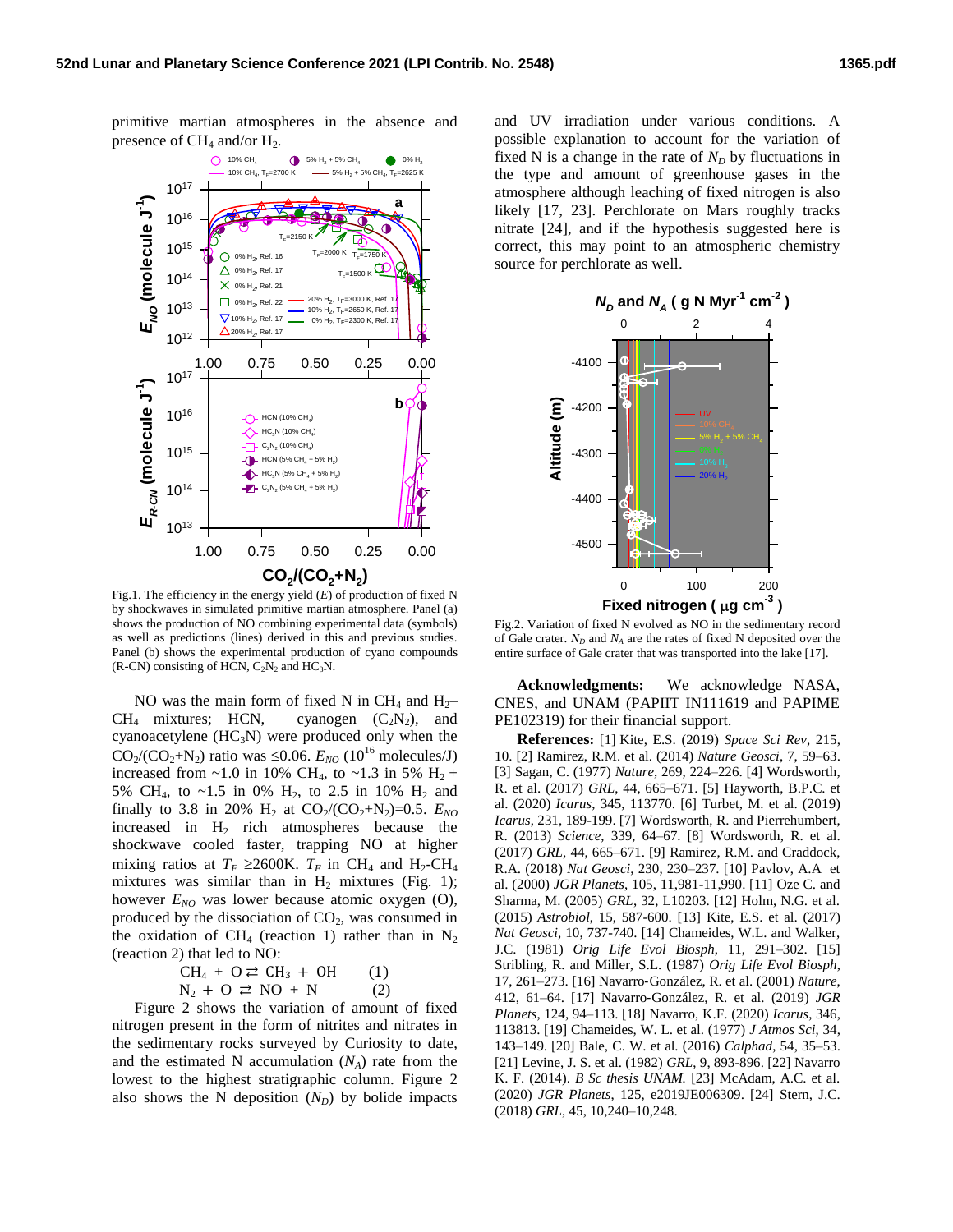primitive martian atmospheres in the absence and presence of $CH_4$ and/or $H_2$.

10% CH4
5% H2 + 5% CH4
0% H2
10% CH4, TF=2700 K
5% H2 + 5% CH4, TF=2625 K
10^17
10^16
10^15
10^14
10^13
10^12
a
TF=2150 K
TF=2000 K
TF=1750 K
TF=1500 K
0% H2, Ref. 16
0% H2, Ref. 17
0% H2, Ref. 21
0% H2, Ref. 22
10% H2, Ref. 17
20% H2, Ref. 17
20% H2, TF=3000 K, Ref. 17
10% H2, TF=2650 K, Ref. 17
0% H2, TF=2300 K, Ref. 17
E_NO (molecule J^-1)
1.00 0.75 0.50 0.25 0.00
10^17
10^16
10^15
10^14
10^13
b
HCN (10% CH4)
HC3N (10% CH4)
C2N2 (10% CH4)
HCN (5% CH4 + 5% H2)
HC3N (5% CH4 + 5% H2)
C2N2 (5% CH4 + 5% H2)
E_R-CN (molecule J^-1)
1.00 0.75 0.50 0.25 0.00
CO2/(CO2+N2)

Fig.1. The efficiency in the energy yield ($E$) of production of fixed N by shockwaves in simulated primitive martian atmosphere. Panel (a) shows the production of NO combining experimental data (symbols) as well as predictions (lines) derived in this and previous studies. Panel (b) shows the experimental production of cyano compounds (R-CN) consisting of HCN, $C_2N_2$ and $HC_3N$.

NO was the main form of fixed N in $CH_4$ and $H_2$–$CH_4$ mixtures; HCN, cyanogen ($C_2N_2$), and cyanoacetylene ($HC_3N$) were produced only when the $CO_2/(CO_2+N_2)$ ratio was ≤0.06. $E_{NO}$ ($10^{16}$ molecules/J) increased from ~1.0 in 10% $CH_4$, to ~1.3 in 5% $H_2$ + 5% $CH_4$, to ~1.5 in 0% $H_2$, to 2.5 in 10% $H_2$ and finally to 3.8 in 20% $H_2$ at $CO_2/(CO_2+N_2)$=0.5. $E_{NO}$ increased in $H_2$ rich atmospheres because the shockwave cooled faster, trapping NO at higher mixing ratios at $T_F$ ≥2600K. $T_F$ in $CH_4$ and $H_2$-$CH_4$ mixtures was similar than in $H_2$ mixtures (Fig. 1); however $E_{NO}$ was lower because atomic oxygen (O), produced by the dissociation of $CO_2$, was consumed in the oxidation of $CH_4$ (reaction 1) rather than in $N_2$ (reaction 2) that led to NO:

$$CH_4 + O \rightleftarrows CH_3 + OH \quad (1)$$

$$N_2 + O \rightleftarrows NO + N \quad (2)$$

Figure 2 shows the variation of amount of fixed nitrogen present in the form of nitrites and nitrates in the sedimentary rocks surveyed by Curiosity to date, and the estimated N accumulation ($N_A$) rate from the lowest to the highest stratigraphic column. Figure 2 also shows the N deposition ($N_D$) by bolide impacts and UV irradiation under various conditions. A possible explanation to account for the variation of fixed N is a change in the rate of $N_D$ by fluctuations in the type and amount of greenhouse gases in the atmosphere although leaching of fixed nitrogen is also likely [17, 23]. Perchlorate on Mars roughly tracks nitrate [24], and if the hypothesis suggested here is correct, this may point to an atmospheric chemistry source for perchlorate as well.

N_D and N_A ( g N Myr^-1 cm^-2 )
0 2 4
-4100
-4200
-4300
-4400
-4500
Altitude (m)
UV
10% CH4
5% H2 + 5% CH4
0% H2
10% H2
20% H2
0 100 200
Fixed nitrogen ( μg cm^-3 )

Fig.2. Variation of fixed N evolved as NO in the sedimentary record of Gale crater. $N_D$ and $N_A$ are the rates of fixed N deposited over the entire surface of Gale crater that was transported into the lake [17].

**Acknowledgments:** We acknowledge NASA, CNES, and UNAM (PAPIIT IN111619 and PAPIME PE102319) for their financial support.

**References:** [1] Kite, E.S. (2019) *Space Sci Rev*, 215, 10. [2] Ramirez, R.M. et al. (2014) *Nature Geosci*, 7, 59–63. [3] Sagan, C. (1977) *Nature*, 269, 224–226. [4] Wordsworth, R. et al. (2017) *GRL*, 44, 665–671. [5] Hayworth, B.P.C. et al. (2020) *Icarus*, 345, 113770. [6] Turbet, M. et al. (2019) *Icarus*, 231, 189-199. [7] Wordsworth, R. and Pierrehumbert, R. (2013) *Science*, 339, 64–67. [8] Wordsworth, R. et al. (2017) *GRL*, 44, 665–671. [9] Ramirez, R.M. and Craddock, R.A. (2018) *Nat Geosci*, 230, 230–237. [10] Pavlov, A.A et al. (2000) *JGR Planets*, 105, 11,981-11,990. [11] Oze C. and Sharma, M. (2005) *GRL*, 32, L10203. [12] Holm, N.G. et al. (2015) *Astrobiol*, 15, 587-600. [13] Kite, E.S. et al. (2017) *Nat Geosci*, 10, 737-740. [14] Chameides, W.L. and Walker, J.C. (1981) *Orig Life Evol Biosph*, 11, 291–302. [15] Stribling, R. and Miller, S.L. (1987) *Orig Life Evol Biosph*, 17, 261–273. [16] Navarro-González, R. et al. (2001) *Nature*, 412, 61–64. [17] Navarro-González, R. et al. (2019) *JGR Planets*, 124, 94–113. [18] Navarro, K.F. (2020) *Icarus*, 346, 113813. [19] Chameides, W. L. et al. (1977) *J Atmos Sci*, 34, 143–149. [20] Bale, C. W. et al. (2016) *Calphad*, 54, 35–53. [21] Levine, J. S. et al. (1982) *GRL*, 9, 893-896. [22] Navarro K. F. (2014). *B Sc thesis UNAM.* [23] McAdam, A.C. et al. (2020) *JGR Planets*, 125, e2019JE006309. [24] Stern, J.C. (2018) *GRL*, 45, 10,240–10,248.